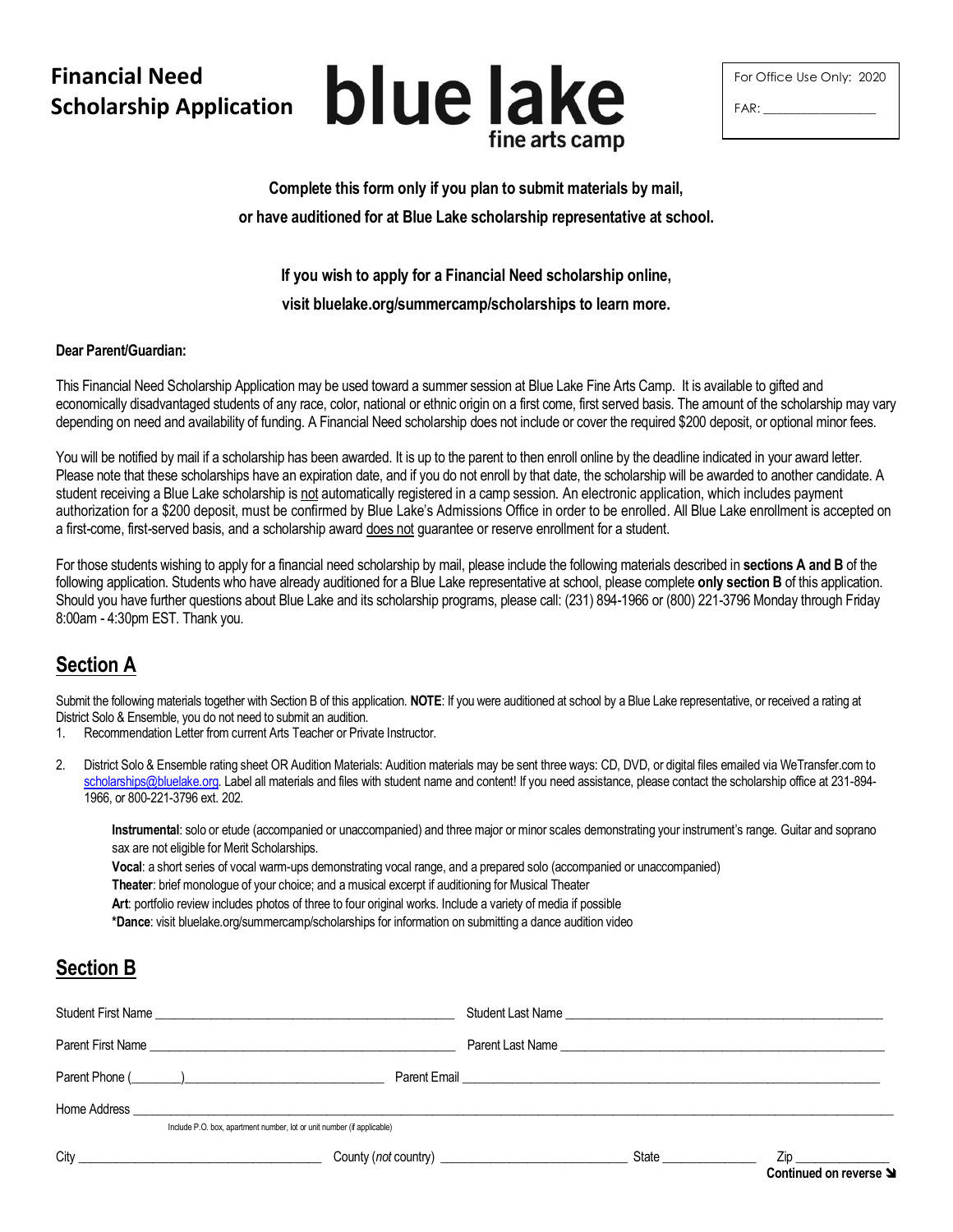# Financial Need Scholarship Application

**blue lake**
fine arts camp

For Office Use Only: 2020

FAR: ________________

**Complete this form only if you plan to submit materials by mail, or have auditioned for at Blue Lake scholarship representative at school.**

**If you wish to apply for a Financial Need scholarship online, visit bluelake.org/summercamp/scholarships to learn more.**

**Dear Parent/Guardian:**

This Financial Need Scholarship Application may be used toward a summer session at Blue Lake Fine Arts Camp. It is available to gifted and economically disadvantaged students of any race, color, national or ethnic origin on a first come, first served basis. The amount of the scholarship may vary depending on need and availability of funding. A Financial Need scholarship does not include or cover the required $200 deposit, or optional minor fees.

You will be notified by mail if a scholarship has been awarded. It is up to the parent to then enroll online by the deadline indicated in your award letter. Please note that these scholarships have an expiration date, and if you do not enroll by that date, the scholarship will be awarded to another candidate. A student receiving a Blue Lake scholarship is <u>not</u> automatically registered in a camp session. An electronic application, which includes payment authorization for a $200 deposit, must be confirmed by Blue Lake's Admissions Office in order to be enrolled. All Blue Lake enrollment is accepted on a first-come, first-served basis, and a scholarship award <u>does not</u> guarantee or reserve enrollment for a student.

For those students wishing to apply for a financial need scholarship by mail, please include the following materials described in **sections A and B** of the following application. Students who have already auditioned for a Blue Lake representative at school, please complete **only section B** of this application. Should you have further questions about Blue Lake and its scholarship programs, please call: (231) 894-1966 or (800) 221-3796 Monday through Friday 8:00am - 4:30pm EST. Thank you.

## Section A

Submit the following materials together with Section B of this application. **NOTE**: If you were auditioned at school by a Blue Lake representative, or received a rating at District Solo & Ensemble, you do not need to submit an audition.

1. Recommendation Letter from current Arts Teacher or Private Instructor.
2. District Solo & Ensemble rating sheet OR Audition Materials: Audition materials may be sent three ways: CD, DVD, or digital files emailed via WeTransfer.com to scholarships@bluelake.org. Label all materials and files with student name and content! If you need assistance, please contact the scholarship office at 231-894-1966, or 800-221-3796 ext. 202.

   **Instrumental**: solo or etude (accompanied or unaccompanied) and three major or minor scales demonstrating your instrument's range. Guitar and soprano sax are not eligible for Merit Scholarships.
   **Vocal**: a short series of vocal warm-ups demonstrating vocal range, and a prepared solo (accompanied or unaccompanied)
   **Theater**: brief monologue of your choice; and a musical excerpt if auditioning for Musical Theater
   **Art**: portfolio review includes photos of three to four original works. Include a variety of media if possible
   ***Dance**: visit bluelake.org/summercamp/scholarships for information on submitting a dance audition video

## Section B

Student First Name ______________________ Student Last Name ______________________

Parent First Name ______________________ Parent Last Name ______________________

Parent Phone (______)______________________ Parent Email ______________________

Home Address ____________________________________________
Include P.O. box, apartment number, lot or unit number (if applicable)

City ______________________ County (*not* country) ______________________ State __________ Zip __________

**Continued on reverse ➘**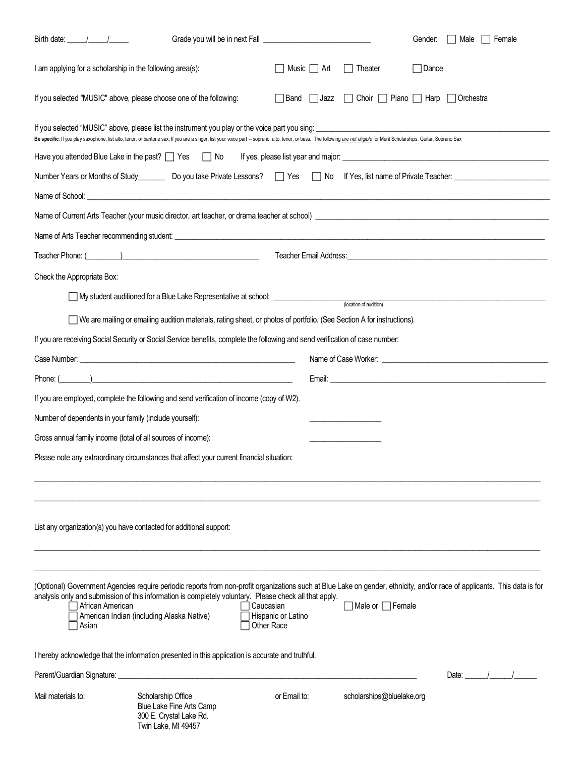Birth date: _____/_____/_____ Grade you will be in next Fall ___________________________ Gender: ☐ Male ☐ Female

I am applying for a scholarship in the following area(s): ☐ Music ☐ Art ☐ Theater ☐ Dance

If you selected "MUSIC" above, please choose one of the following: ☐ Band ☐ Jazz ☐ Choir ☐ Piano ☐ Harp ☐ Orchestra

If you selected "MUSIC" above, please list the instrument you play or the voice part you sing: ___________________________

**Be specific**: If you play saxophone, list alto, tenor, or baritone sax; If you are a singer, list your voice part -- soprano, alto, tenor, or bass. The following *are not eligible* for Merit Scholarships: Guitar, Soprano Sax

Have you attended Blue Lake in the past? ☐ Yes ☐ No If yes, please list year and major: ___________________________

Number Years or Months of Study_______ Do you take Private Lessons? ☐ Yes ☐ No If Yes, list name of Private Teacher: ___________________________

Name of School: ___________________________

Name of Current Arts Teacher (your music director, art teacher, or drama teacher at school) ___________________________

Name of Arts Teacher recommending student: ___________________________

Teacher Phone: (________)___________________________ Teacher Email Address:___________________________

Check the Appropriate Box:

☐ My student auditioned for a Blue Lake Representative at school: ___________________________ (location of audition)

☐ We are mailing or emailing audition materials, rating sheet, or photos of portfolio. (See Section A for instructions).

If you are receiving Social Security or Social Service benefits, complete the following and send verification of case number:

Case Number: ___________________________ Name of Case Worker: ___________________________

Phone: (_______)___________________________ Email: ___________________________

If you are employed, complete the following and send verification of income (copy of W2).

Number of dependents in your family (include yourself): __________________

Gross annual family income (total of all sources of income): __________________

Please note any extraordinary circumstances that affect your current financial situation:

___________________________

___________________________

List any organization(s) you have contacted for additional support:

___________________________

___________________________

(Optional) Government Agencies require periodic reports from non-profit organizations such at Blue Lake on gender, ethnicity, and/or race of applicants. This data is for analysis only and submission of this information is completely voluntary. Please check all that apply.

☐ African American ☐ Caucasian ☐ Male or ☐ Female
☐ American Indian (including Alaska Native) ☐ Hispanic or Latino
☐ Asian ☐ Other Race

I hereby acknowledge that the information presented in this application is accurate and truthful.

Parent/Guardian Signature: ___________________________ Date: ______/______/______

Mail materials to:
Scholarship Office
Blue Lake Fine Arts Camp
300 E. Crystal Lake Rd.
Twin Lake, MI 49457

or Email to: scholarships@bluelake.org